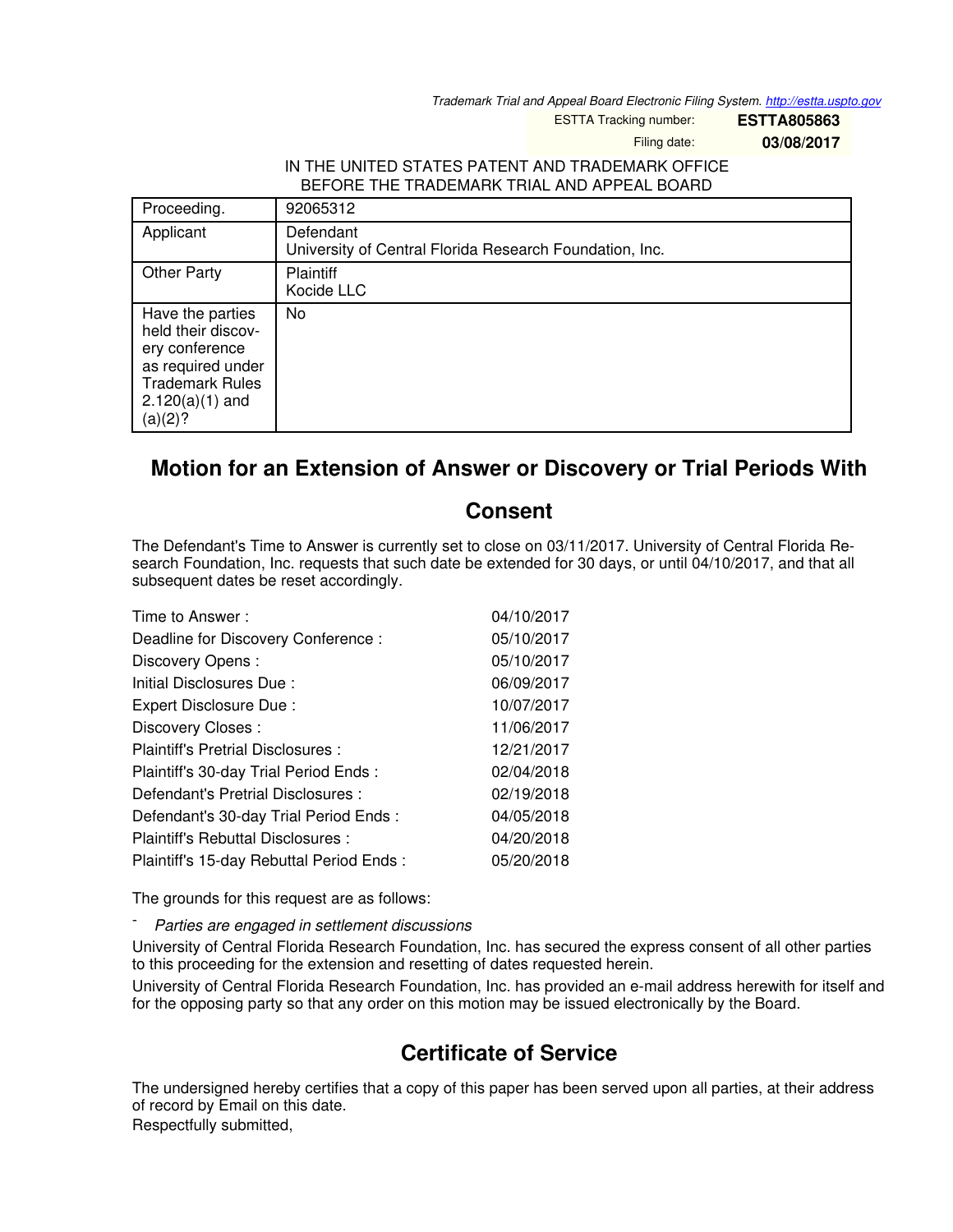Trademark Trial and Appeal Board Electronic Filing System. http://estta.uspto.gov

ESTTA Tracking number: **ESTTA805863**

Filing date: **03/08/2017**

IN THE UNITED STATES PATENT AND TRADEMARK OFFICE
BEFORE THE TRADEMARK TRIAL AND APPEAL BOARD

| | |
|---|---|
| Proceeding. | 92065312 |
| Applicant | Defendant<br>University of Central Florida Research Foundation, Inc. |
| Other Party | Plaintiff<br>Kocide LLC |
| Have the parties held their discovery conference as required under Trademark Rules 2.120(a)(1) and (a)(2)? | No |

# Motion for an Extension of Answer or Discovery or Trial Periods With Consent

The Defendant's Time to Answer is currently set to close on 03/11/2017. University of Central Florida Research Foundation, Inc. requests that such date be extended for 30 days, or until 04/10/2017, and that all subsequent dates be reset accordingly.

| | |
|---|---|
| Time to Answer : | 04/10/2017 |
| Deadline for Discovery Conference : | 05/10/2017 |
| Discovery Opens : | 05/10/2017 |
| Initial Disclosures Due : | 06/09/2017 |
| Expert Disclosure Due : | 10/07/2017 |
| Discovery Closes : | 11/06/2017 |
| Plaintiff's Pretrial Disclosures : | 12/21/2017 |
| Plaintiff's 30-day Trial Period Ends : | 02/04/2018 |
| Defendant's Pretrial Disclosures : | 02/19/2018 |
| Defendant's 30-day Trial Period Ends : | 04/05/2018 |
| Plaintiff's Rebuttal Disclosures : | 04/20/2018 |
| Plaintiff's 15-day Rebuttal Period Ends : | 05/20/2018 |

The grounds for this request are as follows:

- *Parties are engaged in settlement discussions*

University of Central Florida Research Foundation, Inc. has secured the express consent of all other parties to this proceeding for the extension and resetting of dates requested herein.

University of Central Florida Research Foundation, Inc. has provided an e-mail address herewith for itself and for the opposing party so that any order on this motion may be issued electronically by the Board.

## Certificate of Service

The undersigned hereby certifies that a copy of this paper has been served upon all parties, at their address of record by Email on this date.

Respectfully submitted,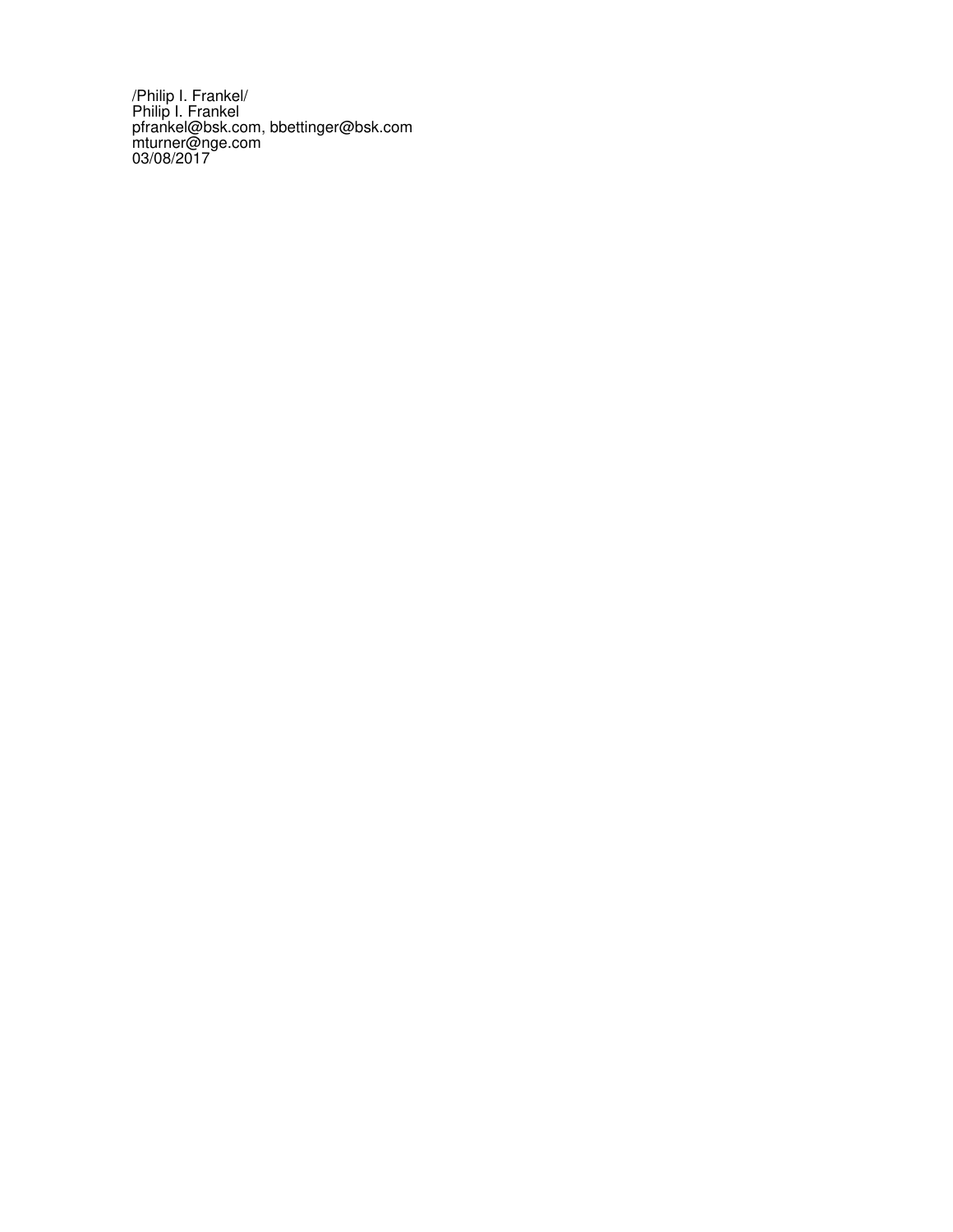/Philip I. Frankel/
Philip I. Frankel
pfrankel@bsk.com, bbettinger@bsk.com
mturner@nge.com
03/08/2017